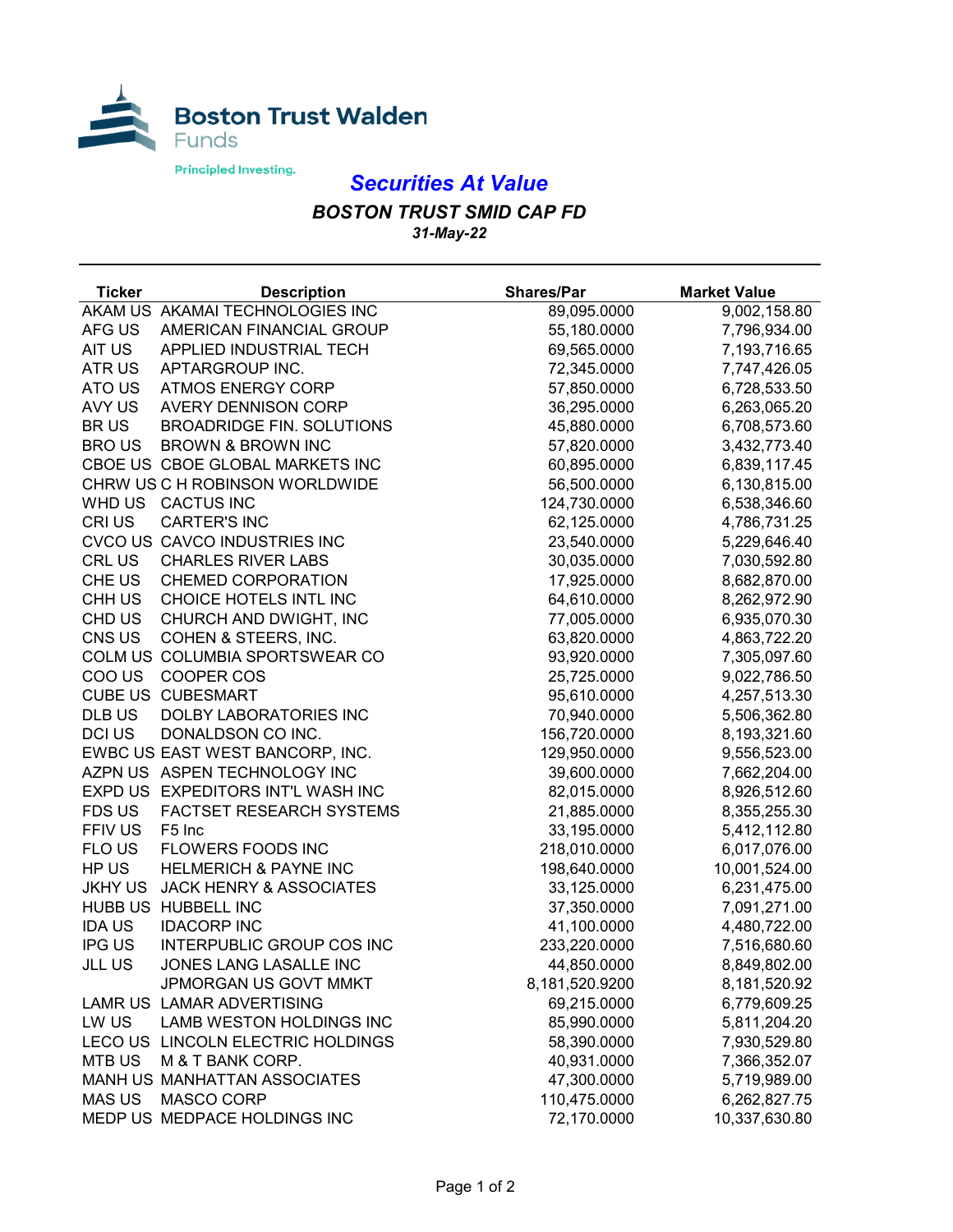Boston Trust Walden Funds

Principled Investing.

# *Securities At Value*

## *BOSTON TRUST SMID CAP FD*

*31-May-22*

| Ticker | Description | Shares/Par | Market Value |
|---|---|---|---|
| AKAM US | AKAMAI TECHNOLOGIES INC | 89,095.0000 | 9,002,158.80 |
| AFG US | AMERICAN FINANCIAL GROUP | 55,180.0000 | 7,796,934.00 |
| AIT US | APPLIED INDUSTRIAL TECH | 69,565.0000 | 7,193,716.65 |
| ATR US | APTARGROUP INC. | 72,345.0000 | 7,747,426.05 |
| ATO US | ATMOS ENERGY CORP | 57,850.0000 | 6,728,533.50 |
| AVY US | AVERY DENNISON CORP | 36,295.0000 | 6,263,065.20 |
| BR US | BROADRIDGE FIN. SOLUTIONS | 45,880.0000 | 6,708,573.60 |
| BRO US | BROWN & BROWN INC | 57,820.0000 | 3,432,773.40 |
| CBOE US | CBOE GLOBAL MARKETS INC | 60,895.0000 | 6,839,117.45 |
| CHRW US | C H ROBINSON WORLDWIDE | 56,500.0000 | 6,130,815.00 |
| WHD US | CACTUS INC | 124,730.0000 | 6,538,346.60 |
| CRI US | CARTER'S INC | 62,125.0000 | 4,786,731.25 |
| CVCO US | CAVCO INDUSTRIES INC | 23,540.0000 | 5,229,646.40 |
| CRL US | CHARLES RIVER LABS | 30,035.0000 | 7,030,592.80 |
| CHE US | CHEMED CORPORATION | 17,925.0000 | 8,682,870.00 |
| CHH US | CHOICE HOTELS INTL INC | 64,610.0000 | 8,262,972.90 |
| CHD US | CHURCH AND DWIGHT, INC | 77,005.0000 | 6,935,070.30 |
| CNS US | COHEN & STEERS, INC. | 63,820.0000 | 4,863,722.20 |
| COLM US | COLUMBIA SPORTSWEAR CO | 93,920.0000 | 7,305,097.60 |
| COO US | COOPER COS | 25,725.0000 | 9,022,786.50 |
| CUBE US | CUBESMART | 95,610.0000 | 4,257,513.30 |
| DLB US | DOLBY LABORATORIES INC | 70,940.0000 | 5,506,362.80 |
| DCI US | DONALDSON CO INC. | 156,720.0000 | 8,193,321.60 |
| EWBC US | EAST WEST BANCORP, INC. | 129,950.0000 | 9,556,523.00 |
| AZPN US | ASPEN TECHNOLOGY INC | 39,600.0000 | 7,662,204.00 |
| EXPD US | EXPEDITORS INT'L WASH INC | 82,015.0000 | 8,926,512.60 |
| FDS US | FACTSET RESEARCH SYSTEMS | 21,885.0000 | 8,355,255.30 |
| FFIV US | F5 Inc | 33,195.0000 | 5,412,112.80 |
| FLO US | FLOWERS FOODS INC | 218,010.0000 | 6,017,076.00 |
| HP US | HELMERICH & PAYNE INC | 198,640.0000 | 10,001,524.00 |
| JKHY US | JACK HENRY & ASSOCIATES | 33,125.0000 | 6,231,475.00 |
| HUBB US | HUBBELL INC | 37,350.0000 | 7,091,271.00 |
| IDA US | IDACORP INC | 41,100.0000 | 4,480,722.00 |
| IPG US | INTERPUBLIC GROUP COS INC | 233,220.0000 | 7,516,680.60 |
| JLL US | JONES LANG LASALLE INC | 44,850.0000 | 8,849,802.00 |
| | JPMORGAN US GOVT MMKT | 8,181,520.9200 | 8,181,520.92 |
| LAMR US | LAMAR ADVERTISING | 69,215.0000 | 6,779,609.25 |
| LW US | LAMB WESTON HOLDINGS INC | 85,990.0000 | 5,811,204.20 |
| LECO US | LINCOLN ELECTRIC HOLDINGS | 58,390.0000 | 7,930,529.80 |
| MTB US | M & T BANK CORP. | 40,931.0000 | 7,366,352.07 |
| MANH US | MANHATTAN ASSOCIATES | 47,300.0000 | 5,719,989.00 |
| MAS US | MASCO CORP | 110,475.0000 | 6,262,827.75 |
| MEDP US | MEDPACE HOLDINGS INC | 72,170.0000 | 10,337,630.80 |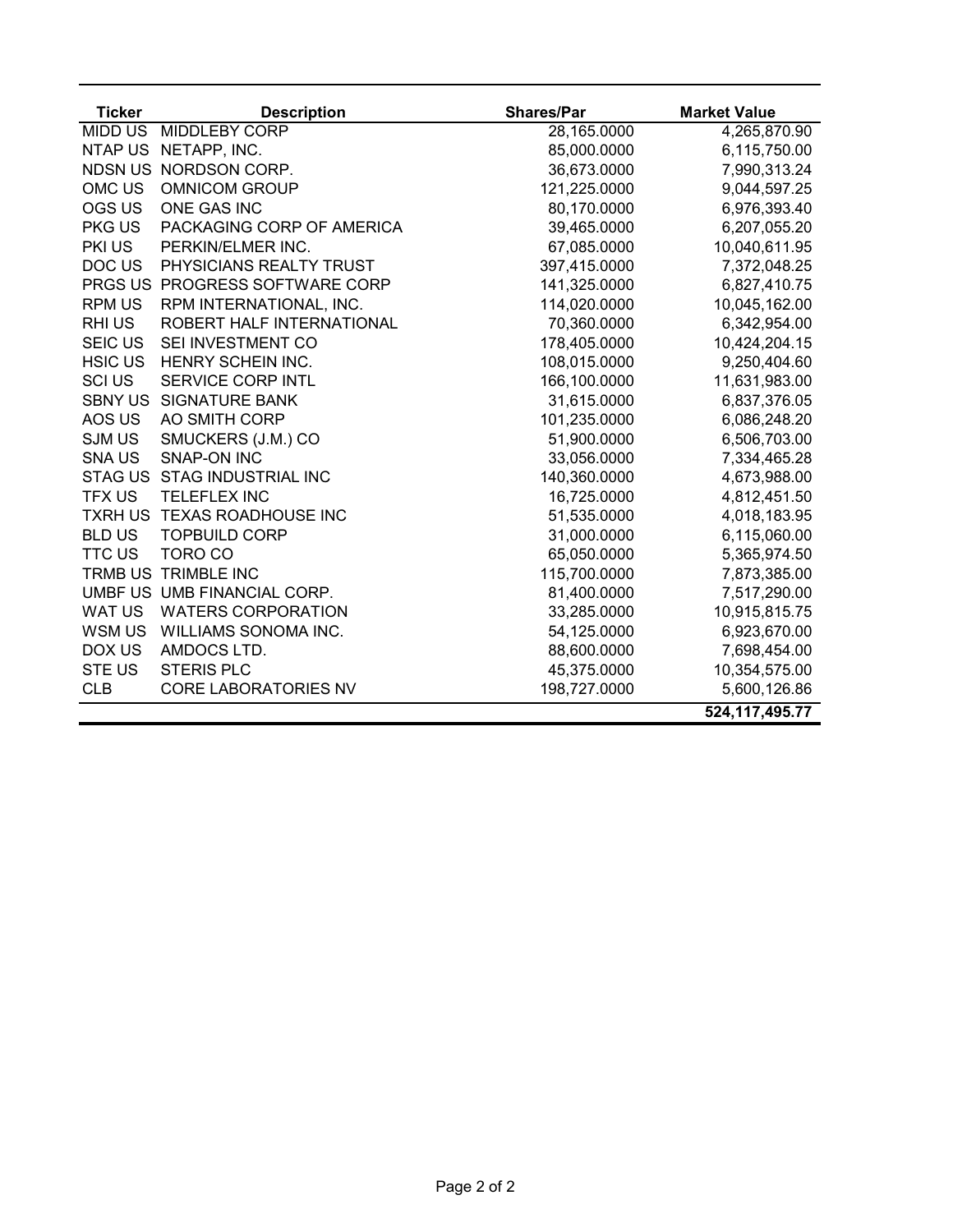| Ticker | Description | Shares/Par | Market Value |
|---|---|---|---|
| MIDD US | MIDDLEBY CORP | 28,165.0000 | 4,265,870.90 |
| NTAP US | NETAPP, INC. | 85,000.0000 | 6,115,750.00 |
| NDSN US | NORDSON CORP. | 36,673.0000 | 7,990,313.24 |
| OMC US | OMNICOM GROUP | 121,225.0000 | 9,044,597.25 |
| OGS US | ONE GAS INC | 80,170.0000 | 6,976,393.40 |
| PKG US | PACKAGING CORP OF AMERICA | 39,465.0000 | 6,207,055.20 |
| PKI US | PERKIN/ELMER INC. | 67,085.0000 | 10,040,611.95 |
| DOC US | PHYSICIANS REALTY TRUST | 397,415.0000 | 7,372,048.25 |
| PRGS US | PROGRESS SOFTWARE CORP | 141,325.0000 | 6,827,410.75 |
| RPM US | RPM INTERNATIONAL, INC. | 114,020.0000 | 10,045,162.00 |
| RHI US | ROBERT HALF INTERNATIONAL | 70,360.0000 | 6,342,954.00 |
| SEIC US | SEI INVESTMENT CO | 178,405.0000 | 10,424,204.15 |
| HSIC US | HENRY SCHEIN INC. | 108,015.0000 | 9,250,404.60 |
| SCI US | SERVICE CORP INTL | 166,100.0000 | 11,631,983.00 |
| SBNY US | SIGNATURE BANK | 31,615.0000 | 6,837,376.05 |
| AOS US | AO SMITH CORP | 101,235.0000 | 6,086,248.20 |
| SJM US | SMUCKERS (J.M.) CO | 51,900.0000 | 6,506,703.00 |
| SNA US | SNAP-ON INC | 33,056.0000 | 7,334,465.28 |
| STAG US | STAG INDUSTRIAL INC | 140,360.0000 | 4,673,988.00 |
| TFX US | TELEFLEX INC | 16,725.0000 | 4,812,451.50 |
| TXRH US | TEXAS ROADHOUSE INC | 51,535.0000 | 4,018,183.95 |
| BLD US | TOPBUILD CORP | 31,000.0000 | 6,115,060.00 |
| TTC US | TORO CO | 65,050.0000 | 5,365,974.50 |
| TRMB US | TRIMBLE INC | 115,700.0000 | 7,873,385.00 |
| UMBF US | UMB FINANCIAL CORP. | 81,400.0000 | 7,517,290.00 |
| WAT US | WATERS CORPORATION | 33,285.0000 | 10,915,815.75 |
| WSM US | WILLIAMS SONOMA INC. | 54,125.0000 | 6,923,670.00 |
| DOX US | AMDOCS LTD. | 88,600.0000 | 7,698,454.00 |
| STE US | STERIS PLC | 45,375.0000 | 10,354,575.00 |
| CLB | CORE LABORATORIES NV | 198,727.0000 | 5,600,126.86 |
| | | | **524,117,495.77** |